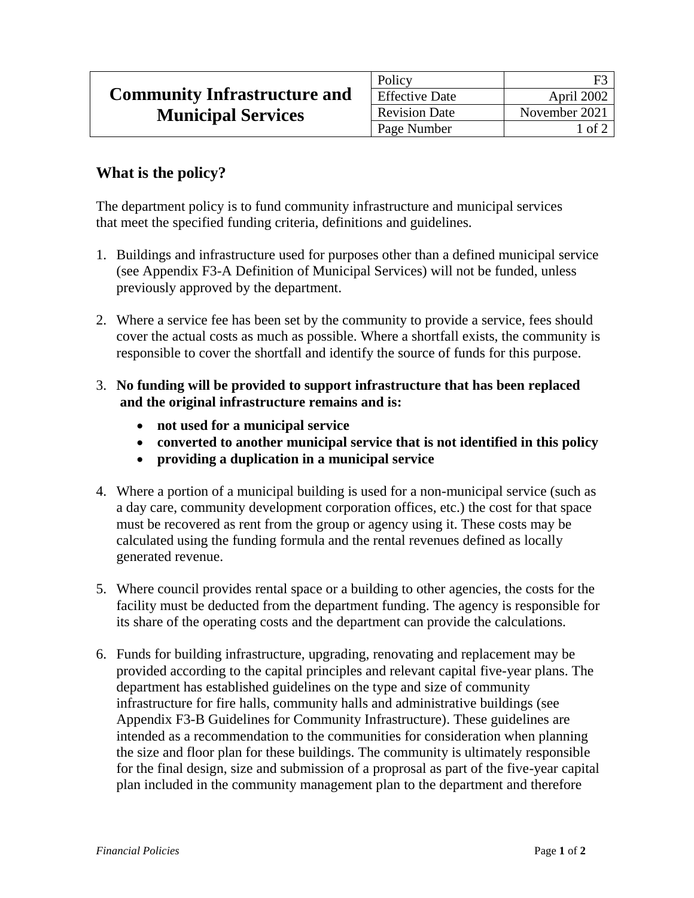| Community Infrastructure and Municipal Services | Policy | F3 |
| --- | --- | --- |
| | Effective Date | April 2002 |
| | Revision Date | November 2021 |
| | Page Number | 1 of 2 |

## What is the policy?

The department policy is to fund community infrastructure and municipal services that meet the specified funding criteria, definitions and guidelines.

1. Buildings and infrastructure used for purposes other than a defined municipal service (see Appendix F3-A Definition of Municipal Services) will not be funded, unless previously approved by the department.

2. Where a service fee has been set by the community to provide a service, fees should cover the actual costs as much as possible. Where a shortfall exists, the community is responsible to cover the shortfall and identify the source of funds for this purpose.

3. **No funding will be provided to support infrastructure that has been replaced and the original infrastructure remains and is:**
   - **not used for a municipal service**
   - **converted to another municipal service that is not identified in this policy**
   - **providing a duplication in a municipal service**

4. Where a portion of a municipal building is used for a non-municipal service (such as a day care, community development corporation offices, etc.) the cost for that space must be recovered as rent from the group or agency using it. These costs may be calculated using the funding formula and the rental revenues defined as locally generated revenue.

5. Where council provides rental space or a building to other agencies, the costs for the facility must be deducted from the department funding. The agency is responsible for its share of the operating costs and the department can provide the calculations.

6. Funds for building infrastructure, upgrading, renovating and replacement may be provided according to the capital principles and relevant capital five-year plans. The department has established guidelines on the type and size of community infrastructure for fire halls, community halls and administrative buildings (see Appendix F3-B Guidelines for Community Infrastructure). These guidelines are intended as a recommendation to the communities for consideration when planning the size and floor plan for these buildings. The community is ultimately responsible for the final design, size and submission of a proprosal as part of the five-year capital plan included in the community management plan to the department and therefore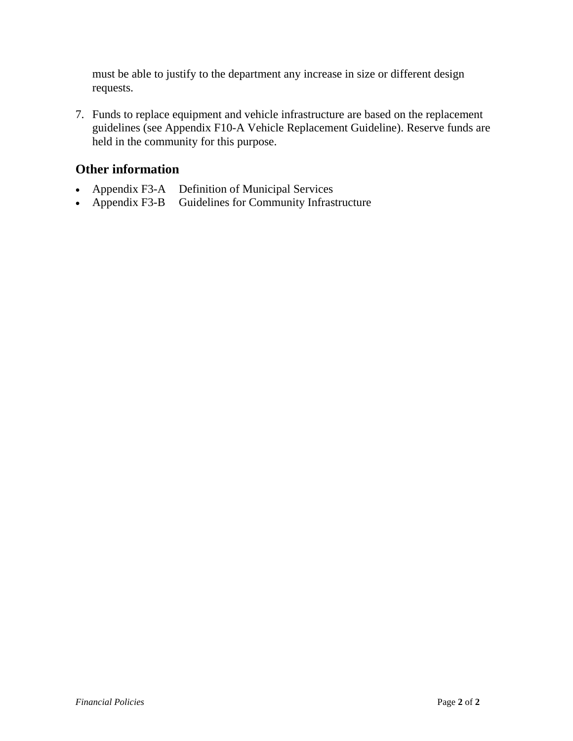must be able to justify to the department any increase in size or different design requests.

7. Funds to replace equipment and vehicle infrastructure are based on the replacement guidelines (see Appendix F10-A Vehicle Replacement Guideline). Reserve funds are held in the community for this purpose.

## Other information

- Appendix F3-A Definition of Municipal Services
- Appendix F3-B Guidelines for Community Infrastructure